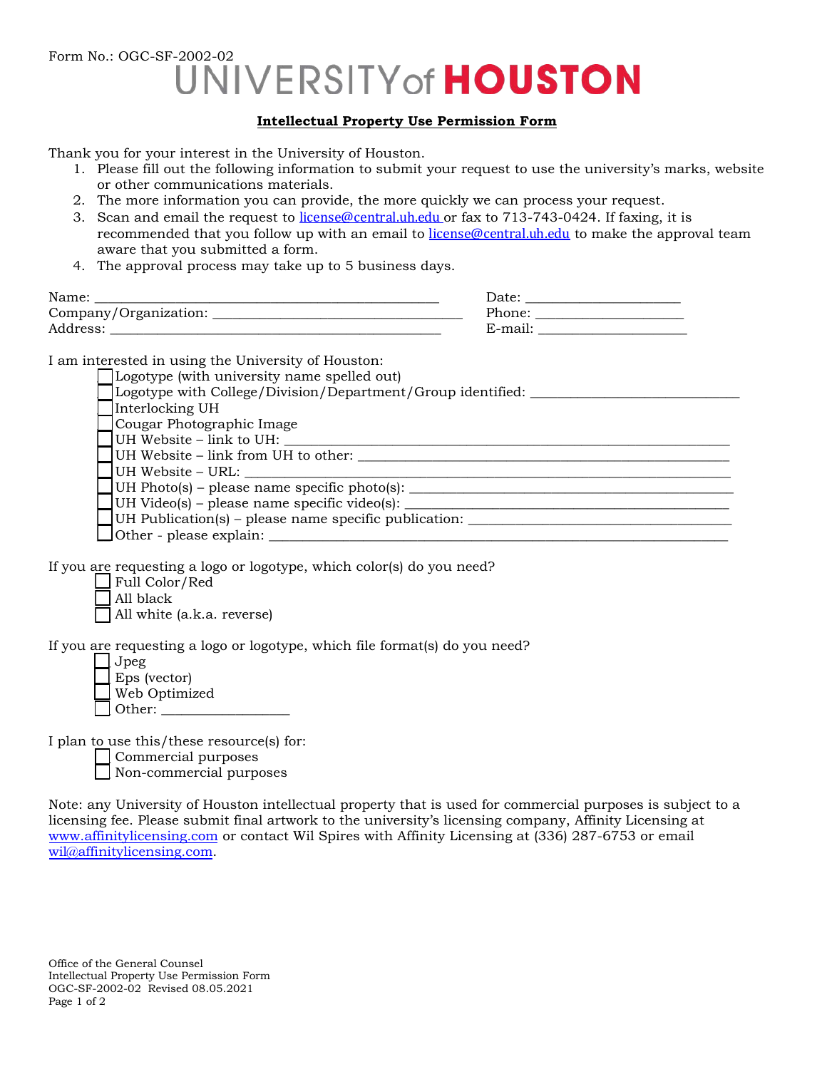Form No.: OGC-SF-2002-02

# UNIVERSITY of HOUSTON

## Intellectual Property Use Permission Form

Thank you for your interest in the University of Houston.

1. Please fill out the following information to submit your request to use the university's marks, website or other communications materials.
2. The more information you can provide, the more quickly we can process your request.
3. Scan and email the request to license@central.uh.edu or fax to 713-743-0424. If faxing, it is recommended that you follow up with an email to license@central.uh.edu to make the approval team aware that you submitted a form.
4. The approval process may take up to 5 business days.

Name: ______________________________ Date: ____________________

Company/Organization: ______________________________ Phone: ____________________

Address: ______________________________ E-mail: ____________________

I am interested in using the University of Houston:

- ☐ Logotype (with university name spelled out)
- ☐ Logotype with College/Division/Department/Group identified: ______________________________
- ☐ Interlocking UH
- ☐ Cougar Photographic Image
- ☐ UH Website – link to UH: ______________________________
- ☐ UH Website – link from UH to other: ______________________________
- ☐ UH Website – URL: ______________________________
- ☐ UH Photo(s) – please name specific photo(s): ______________________________
- ☐ UH Video(s) – please name specific video(s): ______________________________
- ☐ UH Publication(s) – please name specific publication: ______________________________
- ☐ Other - please explain: ______________________________

If you are requesting a logo or logotype, which color(s) do you need?

- ☐ Full Color/Red
- ☐ All black
- ☐ All white (a.k.a. reverse)

If you are requesting a logo or logotype, which file format(s) do you need?

- ☐ Jpeg
- ☐ Eps (vector)
- ☐ Web Optimized
- ☐ Other: ____________________

I plan to use this/these resource(s) for:

- ☐ Commercial purposes
- ☐ Non-commercial purposes

Note: any University of Houston intellectual property that is used for commercial purposes is subject to a licensing fee. Please submit final artwork to the university's licensing company, Affinity Licensing at www.affinitylicensing.com or contact Wil Spires with Affinity Licensing at (336) 287-6753 or email wil@affinitylicensing.com.

Office of the General Counsel
Intellectual Property Use Permission Form
OGC-SF-2002-02 Revised 08.05.2021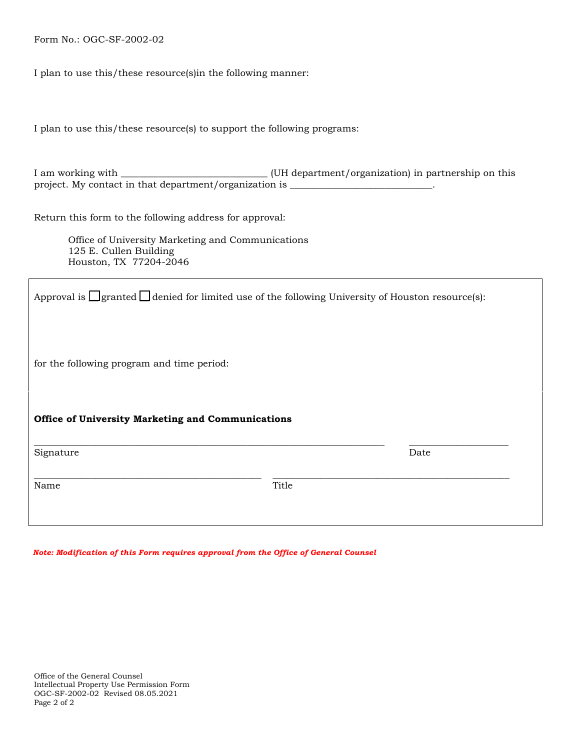Form No.: OGC-SF-2002-02

I plan to use this/these resource(s)in the following manner:

I plan to use this/these resource(s) to support the following programs:

I am working with _____________________________ (UH department/organization) in partnership on this project. My contact in that department/organization is ____________________________.

Return this form to the following address for approval:

> Office of University Marketing and Communications
> 125 E. Cullen Building
> Houston, TX 77204-2046

Approval is ☐ granted ☐ denied for limited use of the following University of Houston resource(s):

for the following program and time period:

**Office of University Marketing and Communications**

______________________________________________________________________ ____________________
Signature Date

_____________________________________________ _______________________________________________
Name Title

***Note: Modification of this Form requires approval from the Office of General Counsel***

Office of the General Counsel
Intellectual Property Use Permission Form
OGC-SF-2002-02 Revised 08.05.2021